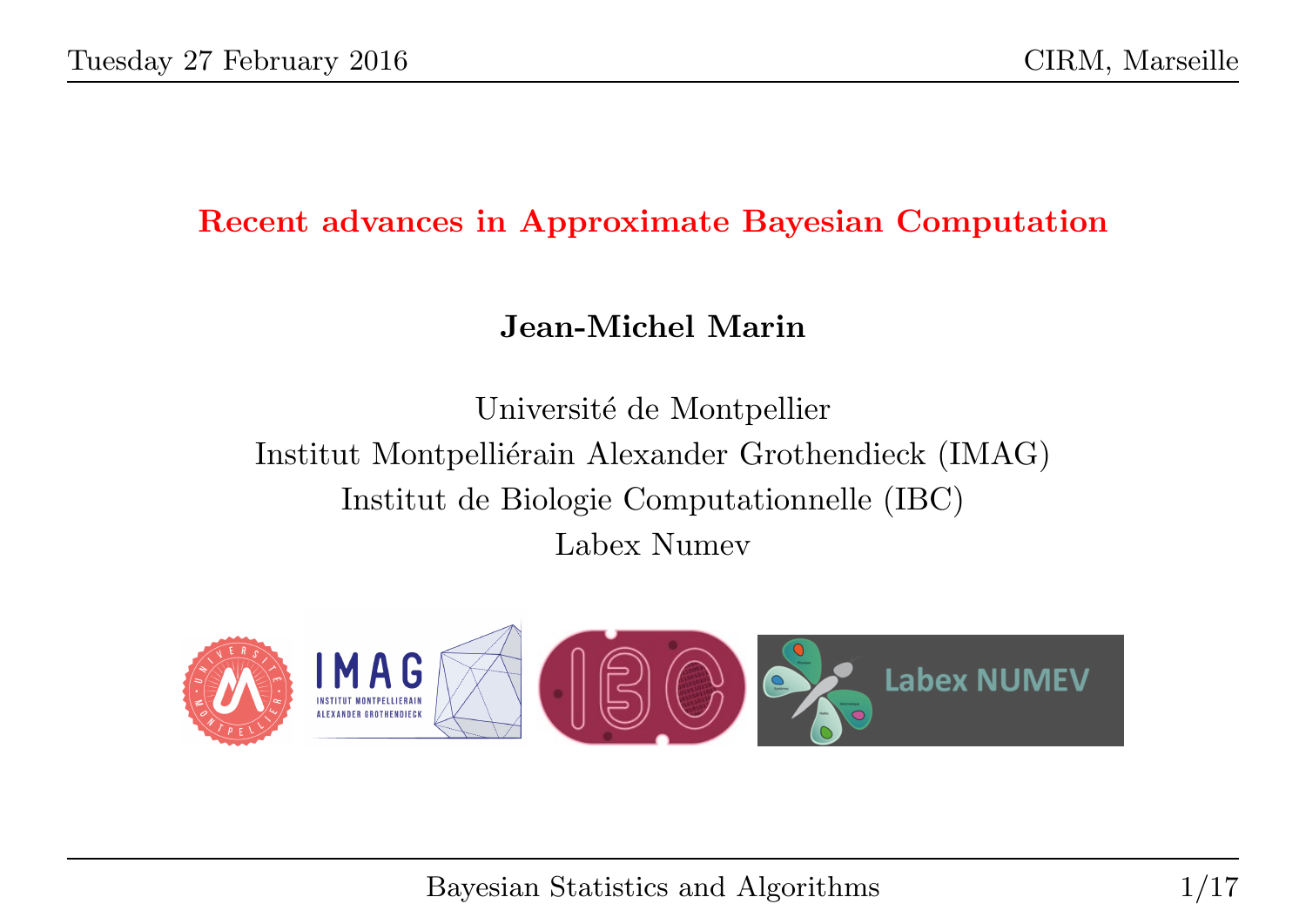# Recent advances in Approximate Bayesian Computation

**Jean-Michel Marin**

Université de Montpellier
Institut Montpelliérain Alexander Grothendieck (IMAG)
Institut de Biologie Computationnelle (IBC)
Labex Numev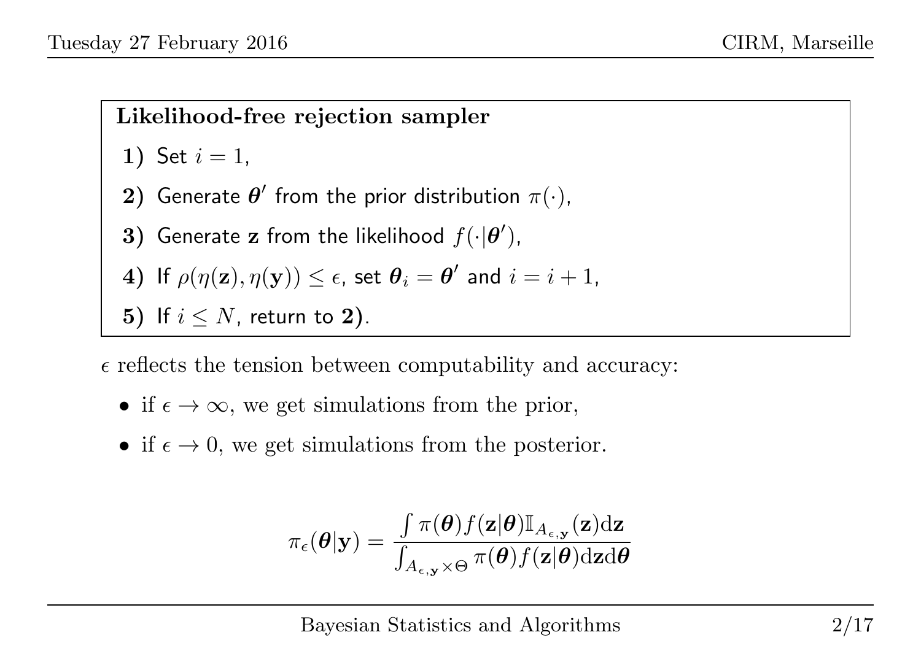**Likelihood-free rejection sampler**

1) Set $i = 1$,

2) Generate $\boldsymbol{\theta}'$ from the prior distribution $\pi(\cdot)$,

3) Generate $\mathbf{z}$ from the likelihood $f(\cdot|\boldsymbol{\theta}')$,

4) If $\rho(\eta(\mathbf{z}), \eta(\mathbf{y})) \leq \epsilon$, set $\boldsymbol{\theta}_i = \boldsymbol{\theta}'$ and $i = i + 1$,

5) If $i \leq N$, return to **2)**.

$\epsilon$ reflects the tension between computability and accuracy:

- if $\epsilon \to \infty$, we get simulations from the prior,
- if $\epsilon \to 0$, we get simulations from the posterior.

$$\pi_\epsilon(\boldsymbol{\theta}|\mathbf{y}) = \frac{\int \pi(\boldsymbol{\theta}) f(\mathbf{z}|\boldsymbol{\theta}) \mathbb{I}_{A_{\epsilon,\mathbf{y}}}(\mathbf{z}) \mathrm{d}\mathbf{z}}{\int_{A_{\epsilon,\mathbf{y}} \times \Theta} \pi(\boldsymbol{\theta}) f(\mathbf{z}|\boldsymbol{\theta}) \mathrm{d}\mathbf{z} \mathrm{d}\boldsymbol{\theta}}$$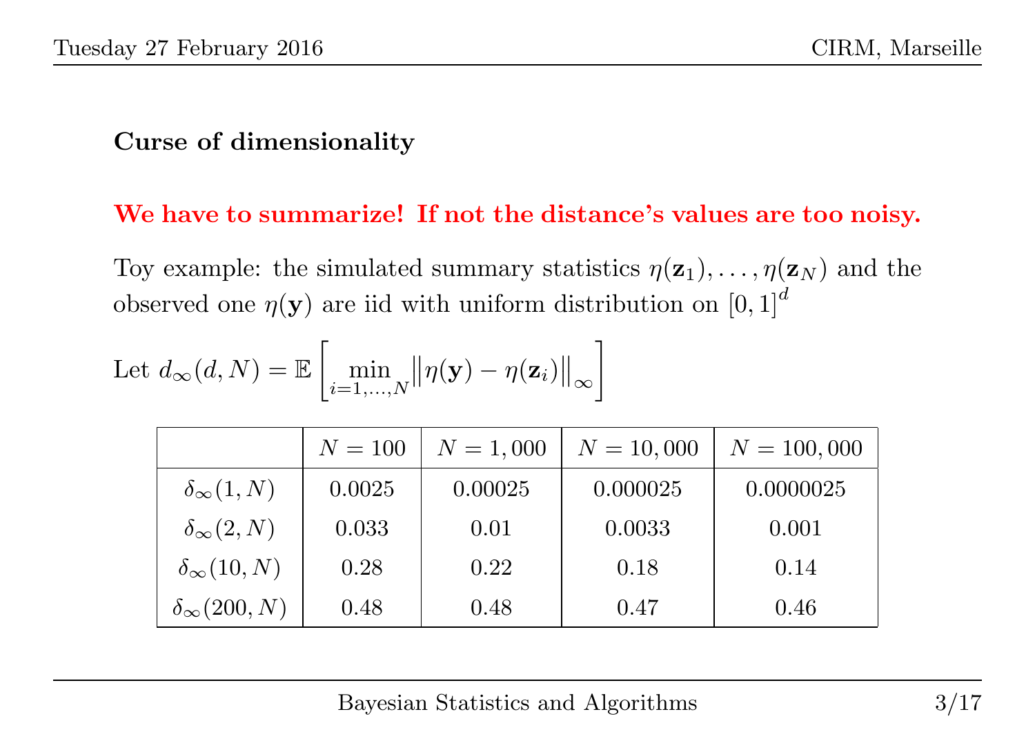## Curse of dimensionality

**We have to summarize! If not the distance's values are too noisy.**

Toy example: the simulated summary statistics $\eta(\mathbf{z}_1), \ldots, \eta(\mathbf{z}_N)$ and the observed one $\eta(\mathbf{y})$ are iid with uniform distribution on $[0, 1]^d$

Let $d_\infty(d, N) = \mathbb{E}\left[\min_{i=1,\ldots,N} \left\|\eta(\mathbf{y}) - \eta(\mathbf{z}_i)\right\|_\infty\right]$

| | $N = 100$ | $N = 1,000$ | $N = 10,000$ | $N = 100,000$ |
|---|---|---|---|---|
| $\delta_\infty(1, N)$ | 0.0025 | 0.00025 | 0.000025 | 0.0000025 |
| $\delta_\infty(2, N)$ | 0.033 | 0.01 | 0.0033 | 0.001 |
| $\delta_\infty(10, N)$ | 0.28 | 0.22 | 0.18 | 0.14 |
| $\delta_\infty(200, N)$ | 0.48 | 0.48 | 0.47 | 0.46 |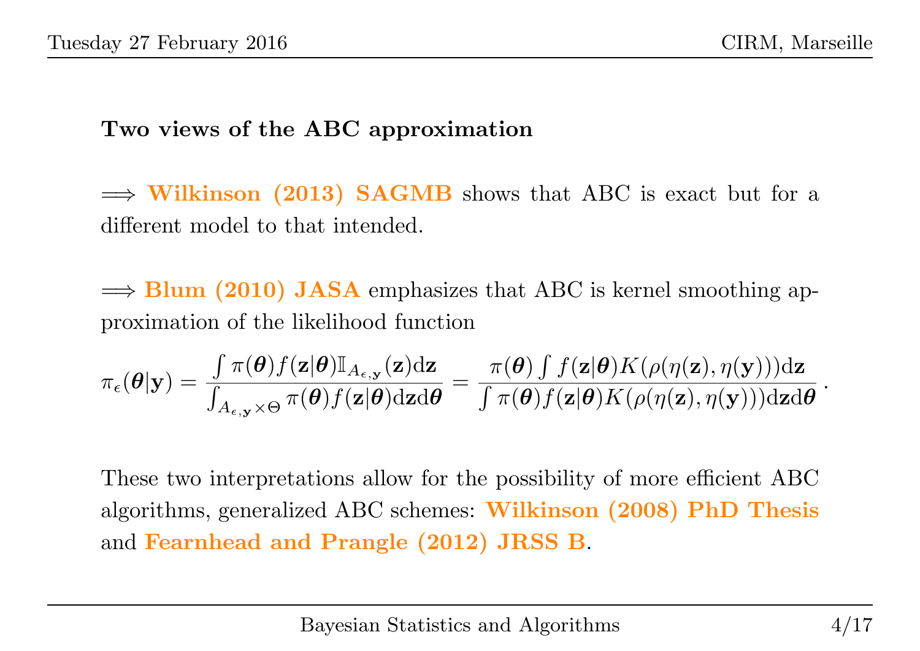### Two views of the ABC approximation

$\Longrightarrow$ **Wilkinson (2013) SAGMB** shows that ABC is exact but for a different model to that intended.

$\Longrightarrow$ **Blum (2010) JASA** emphasizes that ABC is kernel smoothing approximation of the likelihood function

$$\pi_\epsilon(\boldsymbol{\theta}|\mathbf{y}) = \frac{\int \pi(\boldsymbol{\theta}) f(\mathbf{z}|\boldsymbol{\theta}) \mathbb{I}_{A_{\epsilon,\mathbf{y}}}(\mathbf{z}) \mathrm{d}\mathbf{z}}{\int_{A_{\epsilon,\mathbf{y}} \times \Theta} \pi(\boldsymbol{\theta}) f(\mathbf{z}|\boldsymbol{\theta}) \mathrm{d}\mathbf{z} \mathrm{d}\boldsymbol{\theta}} = \frac{\pi(\boldsymbol{\theta}) \int f(\mathbf{z}|\boldsymbol{\theta}) K(\rho(\eta(\mathbf{z}), \eta(\mathbf{y}))) \mathrm{d}\mathbf{z}}{\int \pi(\boldsymbol{\theta}) f(\mathbf{z}|\boldsymbol{\theta}) K(\rho(\eta(\mathbf{z}), \eta(\mathbf{y}))) \mathrm{d}\mathbf{z} \mathrm{d}\boldsymbol{\theta}}.$$

These two interpretations allow for the possibility of more efficient ABC algorithms, generalized ABC schemes: **Wilkinson (2008) PhD Thesis** and **Fearnhead and Prangle (2012) JRSS B**.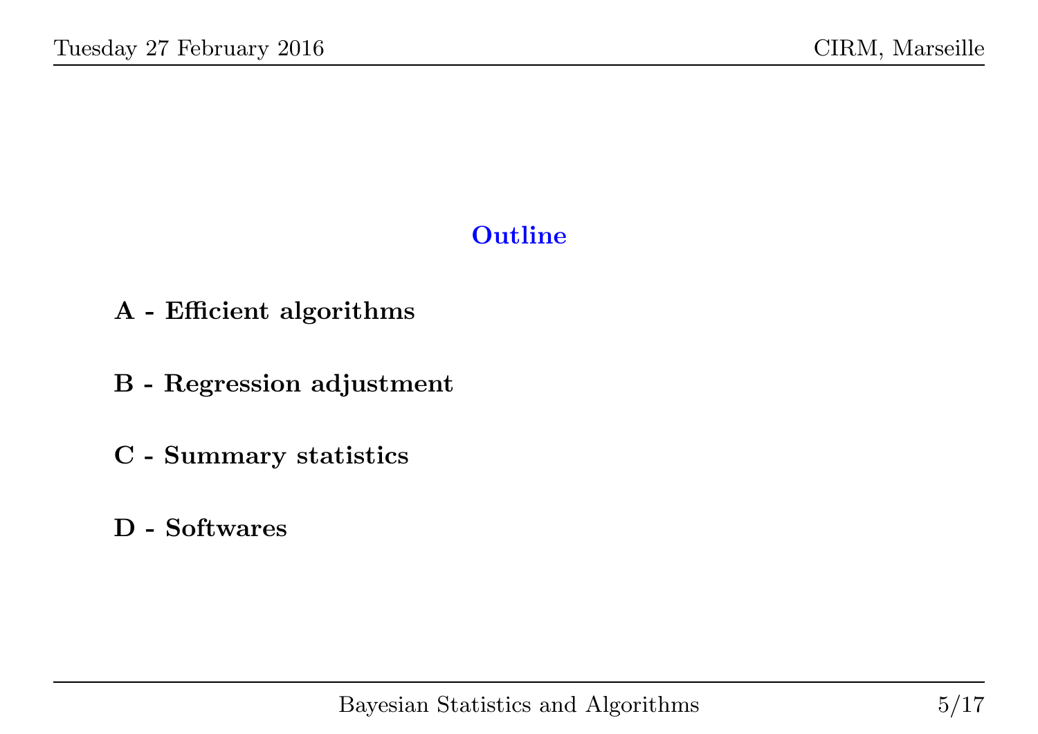## Outline

**A - Efficient algorithms**

**B - Regression adjustment**

**C - Summary statistics**

**D - Softwares**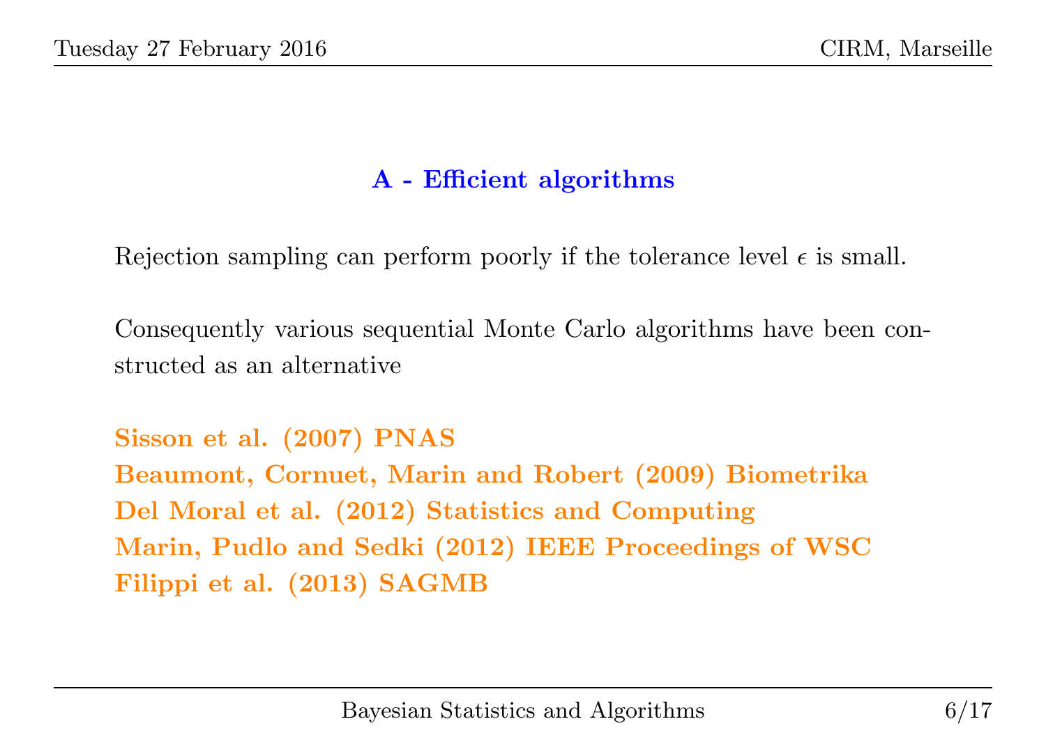## A - Efficient algorithms

Rejection sampling can perform poorly if the tolerance level $\epsilon$ is small.

Consequently various sequential Monte Carlo algorithms have been constructed as an alternative

**Sisson et al. (2007) PNAS**
**Beaumont, Cornuet, Marin and Robert (2009) Biometrika**
**Del Moral et al. (2012) Statistics and Computing**
**Marin, Pudlo and Sedki (2012) IEEE Proceedings of WSC**
**Filippi et al. (2013) SAGMB**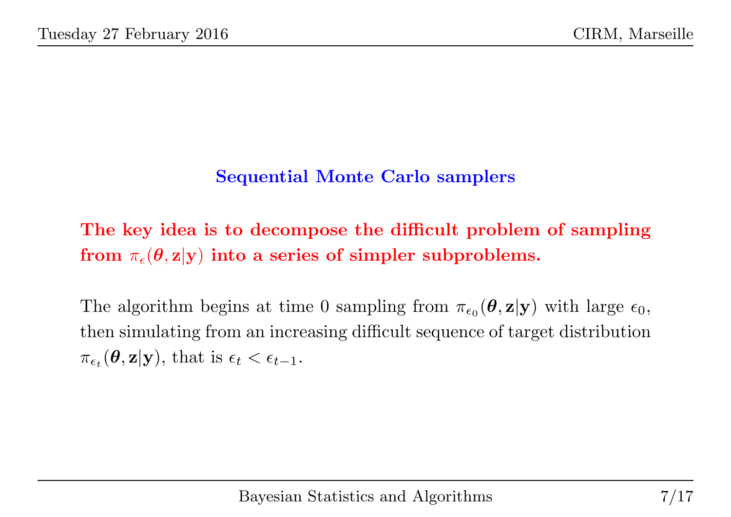## Sequential Monte Carlo samplers

**The key idea is to decompose the difficult problem of sampling from $\pi_{\epsilon}(\boldsymbol{\theta}, \mathbf{z}|\mathbf{y})$ into a series of simpler subproblems.**

The algorithm begins at time 0 sampling from $\pi_{\epsilon_0}(\boldsymbol{\theta}, \mathbf{z}|\mathbf{y})$ with large $\epsilon_0$, then simulating from an increasing difficult sequence of target distribution $\pi_{\epsilon_t}(\boldsymbol{\theta}, \mathbf{z}|\mathbf{y})$, that is $\epsilon_t < \epsilon_{t-1}$.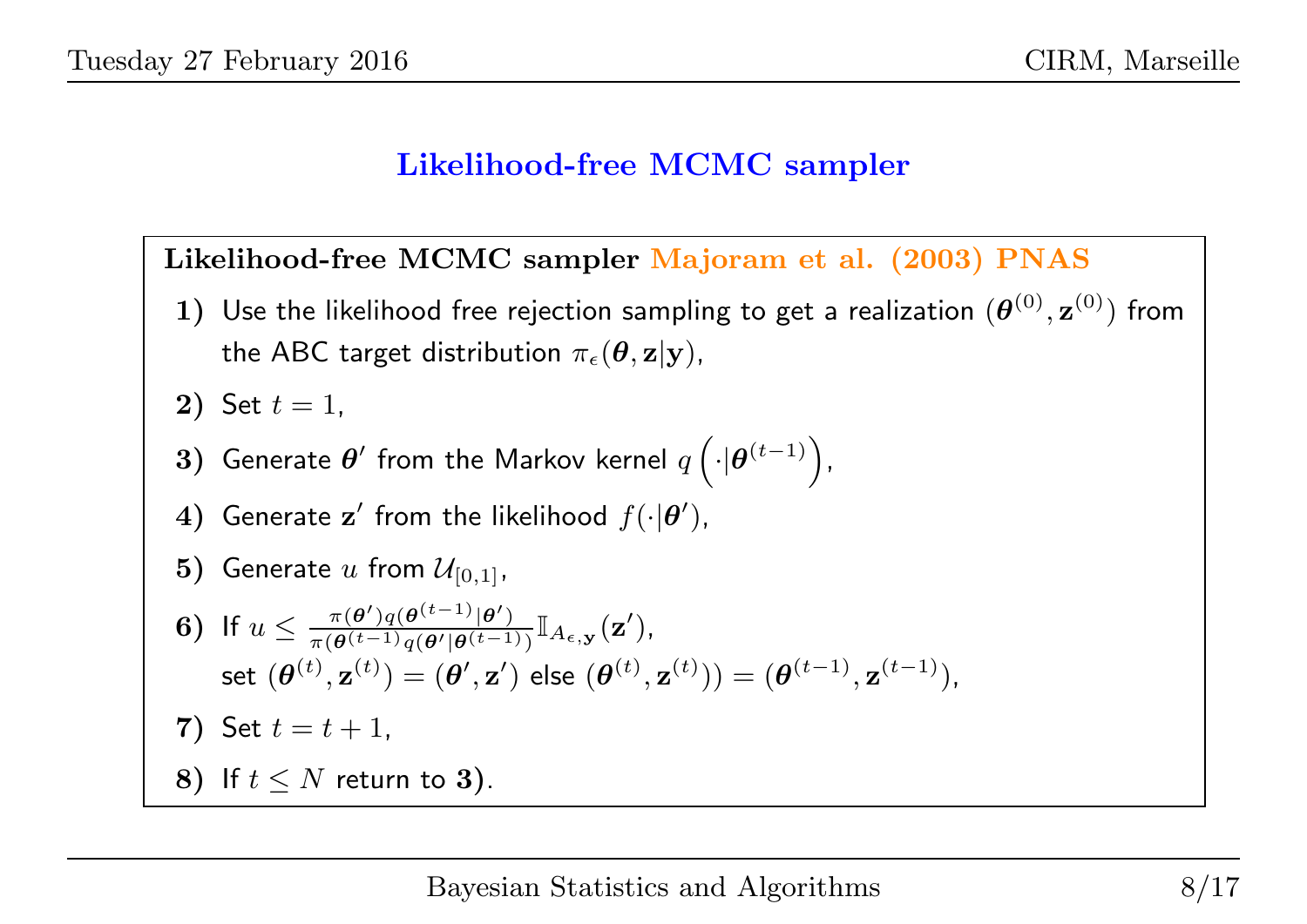# Likelihood-free MCMC sampler

**Likelihood-free MCMC sampler** Majoram et al. (2003) PNAS

**1)** Use the likelihood free rejection sampling to get a realization $(\boldsymbol{\theta}^{(0)}, \mathbf{z}^{(0)})$ from the ABC target distribution $\pi_\epsilon(\boldsymbol{\theta}, \mathbf{z}|\mathbf{y})$,

**2)** Set $t = 1$,

**3)** Generate $\boldsymbol{\theta}'$ from the Markov kernel $q\left(\cdot|\boldsymbol{\theta}^{(t-1)}\right)$,

**4)** Generate $\mathbf{z}'$ from the likelihood $f(\cdot|\boldsymbol{\theta}')$,

**5)** Generate $u$ from $\mathcal{U}_{[0,1]}$,

**6)** If $u \leq \frac{\pi(\boldsymbol{\theta}')q(\boldsymbol{\theta}^{(t-1)}|\boldsymbol{\theta}')}{\pi(\boldsymbol{\theta}^{(t-1)})q(\boldsymbol{\theta}'|\boldsymbol{\theta}^{(t-1)})}\mathbb{I}_{A_{\epsilon,\mathbf{y}}}(\mathbf{z}')$,
set $(\boldsymbol{\theta}^{(t)}, \mathbf{z}^{(t)}) = (\boldsymbol{\theta}', \mathbf{z}')$ else $(\boldsymbol{\theta}^{(t)}, \mathbf{z}^{(t)})) = (\boldsymbol{\theta}^{(t-1)}, \mathbf{z}^{(t-1)})$,

**7)** Set $t = t + 1$,

**8)** If $t \leq N$ return to **3)**.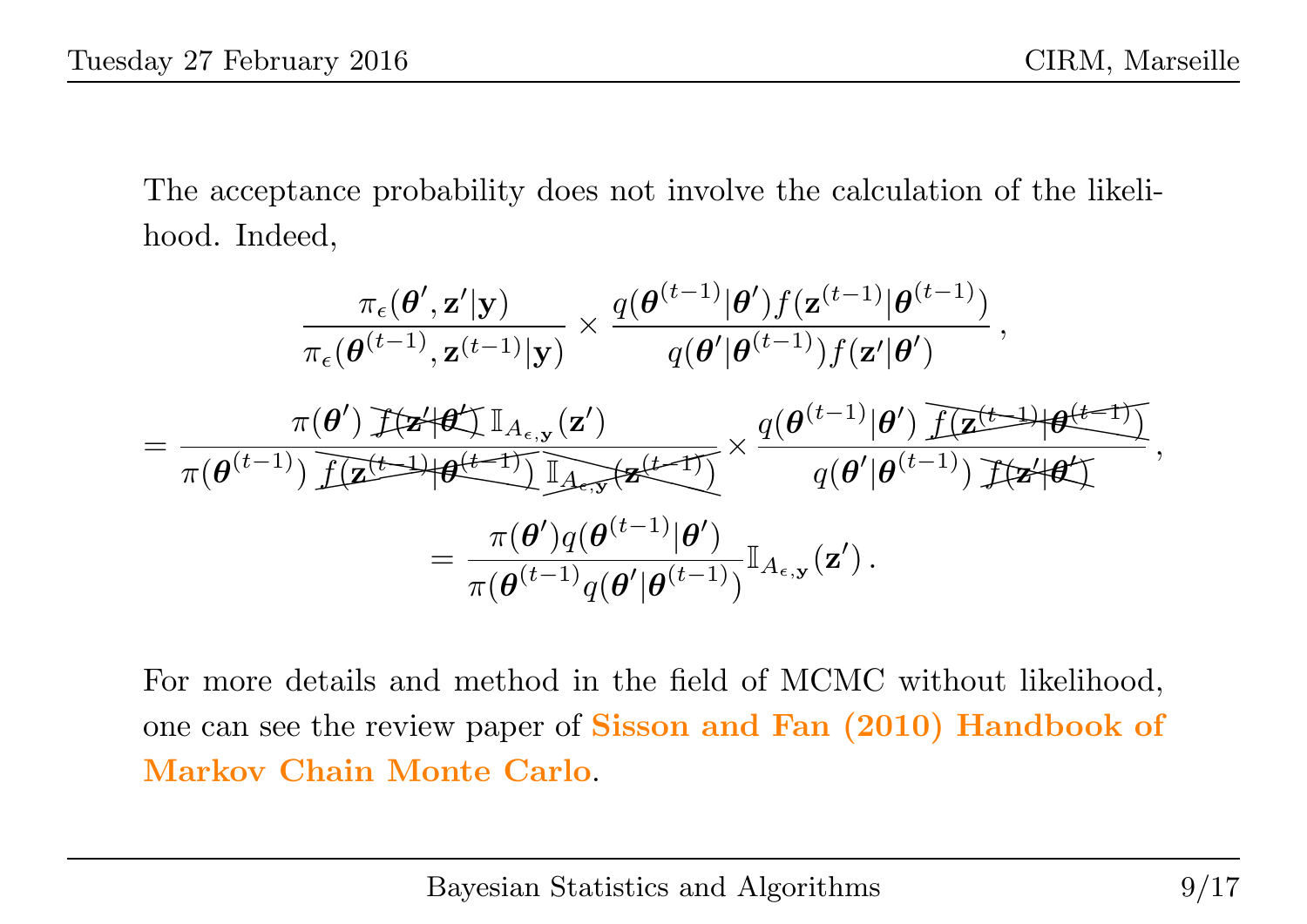The acceptance probability does not involve the calculation of the likelihood. Indeed,

$$
\frac{\pi_\epsilon(\boldsymbol{\theta}', \mathbf{z}'|\mathbf{y})}{\pi_\epsilon(\boldsymbol{\theta}^{(t-1)}, \mathbf{z}^{(t-1)}|\mathbf{y})} \times \frac{q(\boldsymbol{\theta}^{(t-1)}|\boldsymbol{\theta}') f(\mathbf{z}^{(t-1)}|\boldsymbol{\theta}^{(t-1)})}{q(\boldsymbol{\theta}'|\boldsymbol{\theta}^{(t-1)}) f(\mathbf{z}'|\boldsymbol{\theta}')},
$$

$$
= \frac{\pi(\boldsymbol{\theta}') \, \cancel{f(\mathbf{z}'|\boldsymbol{\theta}')} \, \mathbb{I}_{A_{\epsilon,\mathbf{y}}}(\mathbf{z}')}{\pi(\boldsymbol{\theta}^{(t-1)}) \, \cancel{f(\mathbf{z}^{(t-1)}|\boldsymbol{\theta}^{(t-1)})} \, \cancel{\mathbb{I}_{A_{\epsilon,\mathbf{y}}}(\mathbf{z}^{(t-1)})}} \times \frac{q(\boldsymbol{\theta}^{(t-1)}|\boldsymbol{\theta}') \, \cancel{f(\mathbf{z}^{(t-1)}|\boldsymbol{\theta}^{(t-1)})}}{q(\boldsymbol{\theta}'|\boldsymbol{\theta}^{(t-1)}) \, \cancel{f(\mathbf{z}'|\boldsymbol{\theta}')}},
$$

$$
= \frac{\pi(\boldsymbol{\theta}') q(\boldsymbol{\theta}^{(t-1)}|\boldsymbol{\theta}')}{\pi(\boldsymbol{\theta}^{(t-1)} q(\boldsymbol{\theta}'|\boldsymbol{\theta}^{(t-1)})} \mathbb{I}_{A_{\epsilon,\mathbf{y}}}(\mathbf{z}') \, .
$$

For more details and method in the field of MCMC without likelihood, one can see the review paper of **Sisson and Fan (2010) Handbook of Markov Chain Monte Carlo**.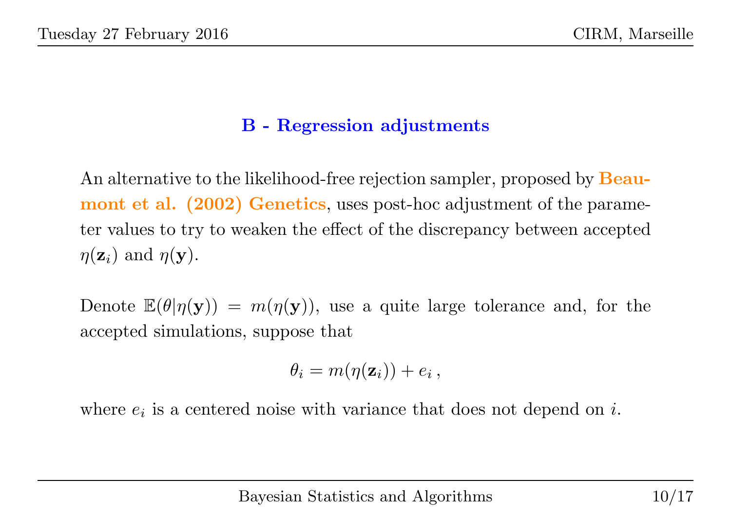## B - Regression adjustments

An alternative to the likelihood-free rejection sampler, proposed by **Beaumont et al. (2002) Genetics**, uses post-hoc adjustment of the parameter values to try to weaken the effect of the discrepancy between accepted $\eta(\mathbf{z}_i)$ and $\eta(\mathbf{y})$.

Denote $\mathbb{E}(\theta|\eta(\mathbf{y})) = m(\eta(\mathbf{y}))$, use a quite large tolerance and, for the accepted simulations, suppose that

$$\theta_i = m(\eta(\mathbf{z}_i)) + e_i \,,$$

where $e_i$ is a centered noise with variance that does not depend on $i$.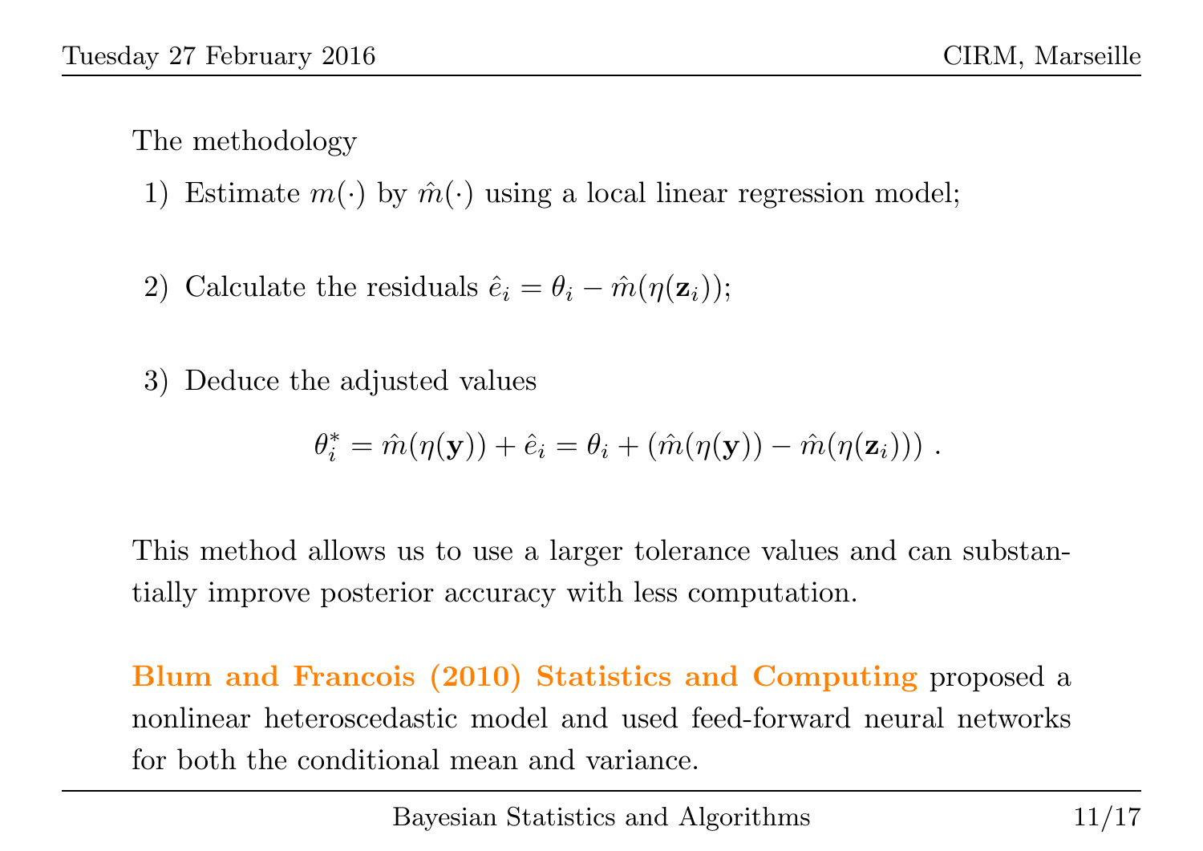The methodology

1) Estimate $m(\cdot)$ by $\hat{m}(\cdot)$ using a local linear regression model;

2) Calculate the residuals $\hat{e}_i = \theta_i - \hat{m}(\eta(\mathbf{z}_i))$;

3) Deduce the adjusted values

$$\theta_i^* = \hat{m}(\eta(\mathbf{y})) + \hat{e}_i = \theta_i + (\hat{m}(\eta(\mathbf{y})) - \hat{m}(\eta(\mathbf{z}_i))) \ .$$

This method allows us to use a larger tolerance values and can substantially improve posterior accuracy with less computation.

**Blum and Francois (2010) Statistics and Computing** proposed a nonlinear heteroscedastic model and used feed-forward neural networks for both the conditional mean and variance.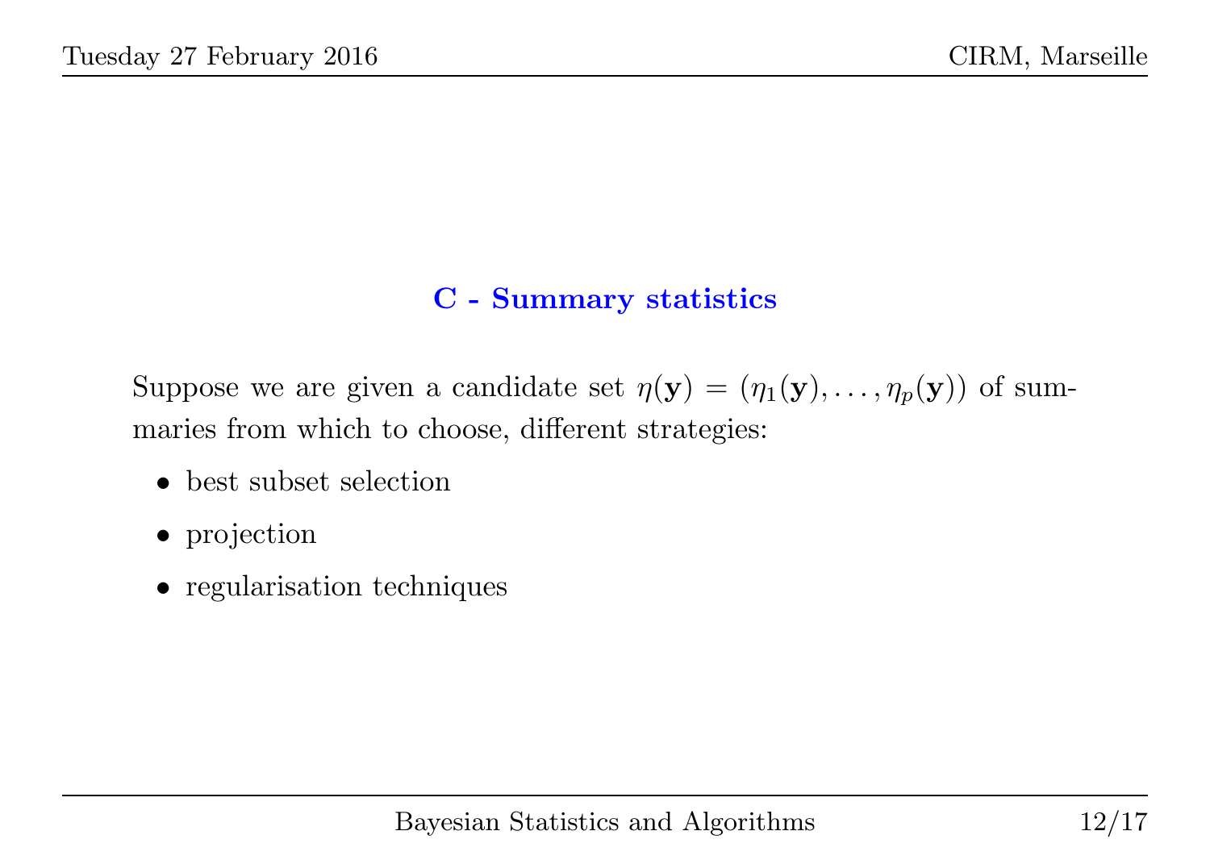## C - Summary statistics

Suppose we are given a candidate set $\eta(\mathbf{y}) = (\eta_1(\mathbf{y}), \ldots, \eta_p(\mathbf{y}))$ of summaries from which to choose, different strategies:

- best subset selection
- projection
- regularisation techniques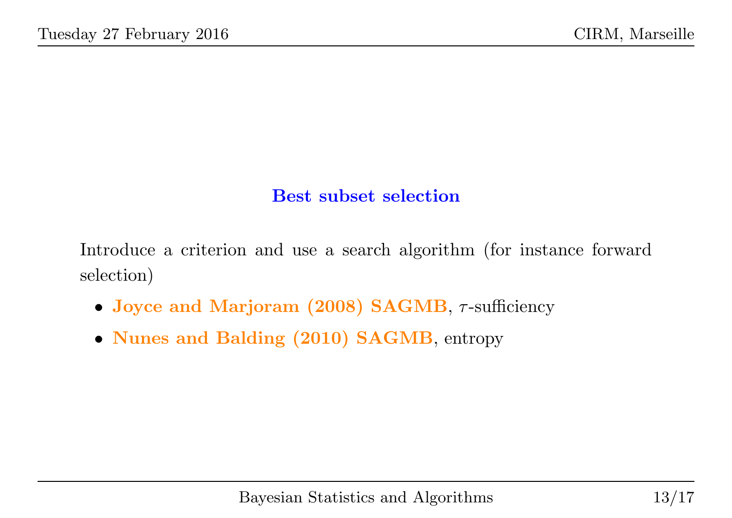## Best subset selection

Introduce a criterion and use a search algorithm (for instance forward selection)

- **Joyce and Marjoram (2008) SAGMB**, $\tau$-sufficiency
- **Nunes and Balding (2010) SAGMB**, entropy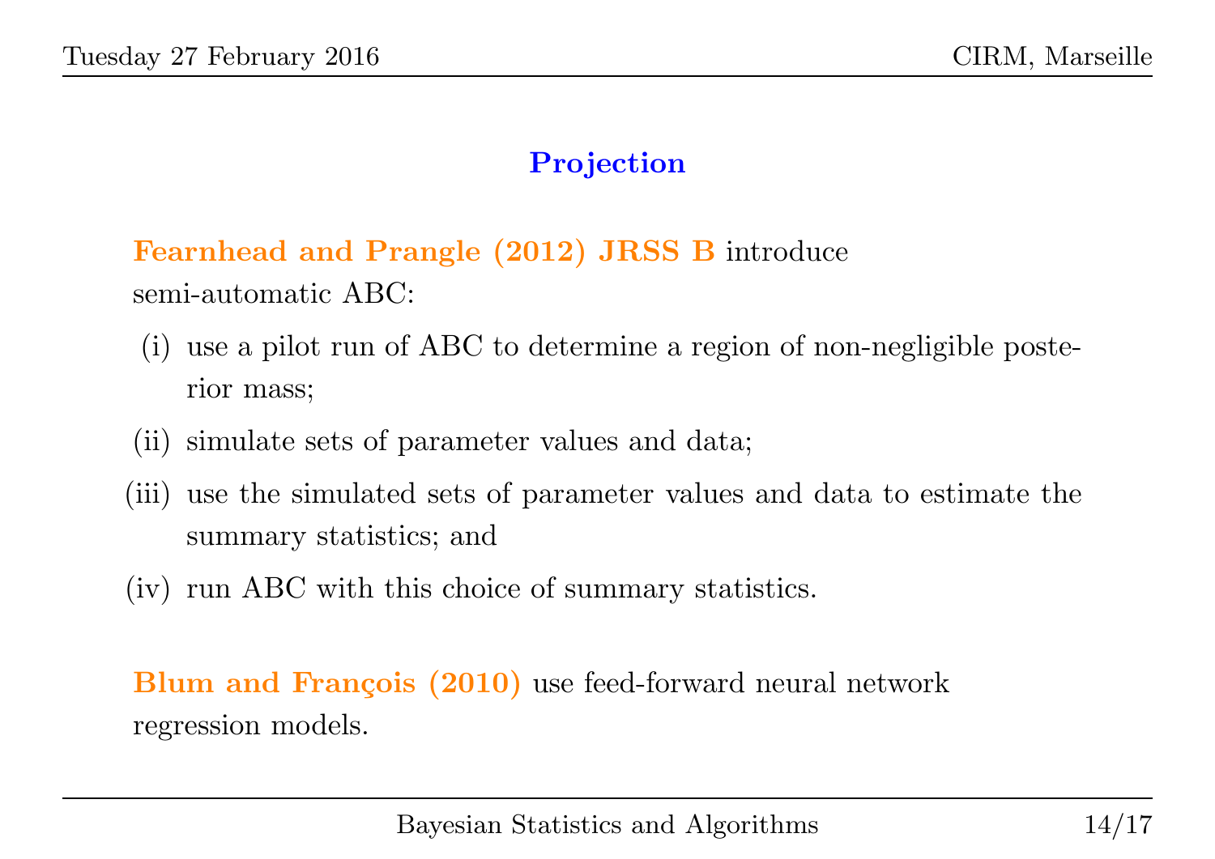## Projection

**Fearnhead and Prangle (2012) JRSS B** introduce semi-automatic ABC:

(i) use a pilot run of ABC to determine a region of non-negligible posterior mass;

(ii) simulate sets of parameter values and data;

(iii) use the simulated sets of parameter values and data to estimate the summary statistics; and

(iv) run ABC with this choice of summary statistics.

**Blum and François (2010)** use feed-forward neural network regression models.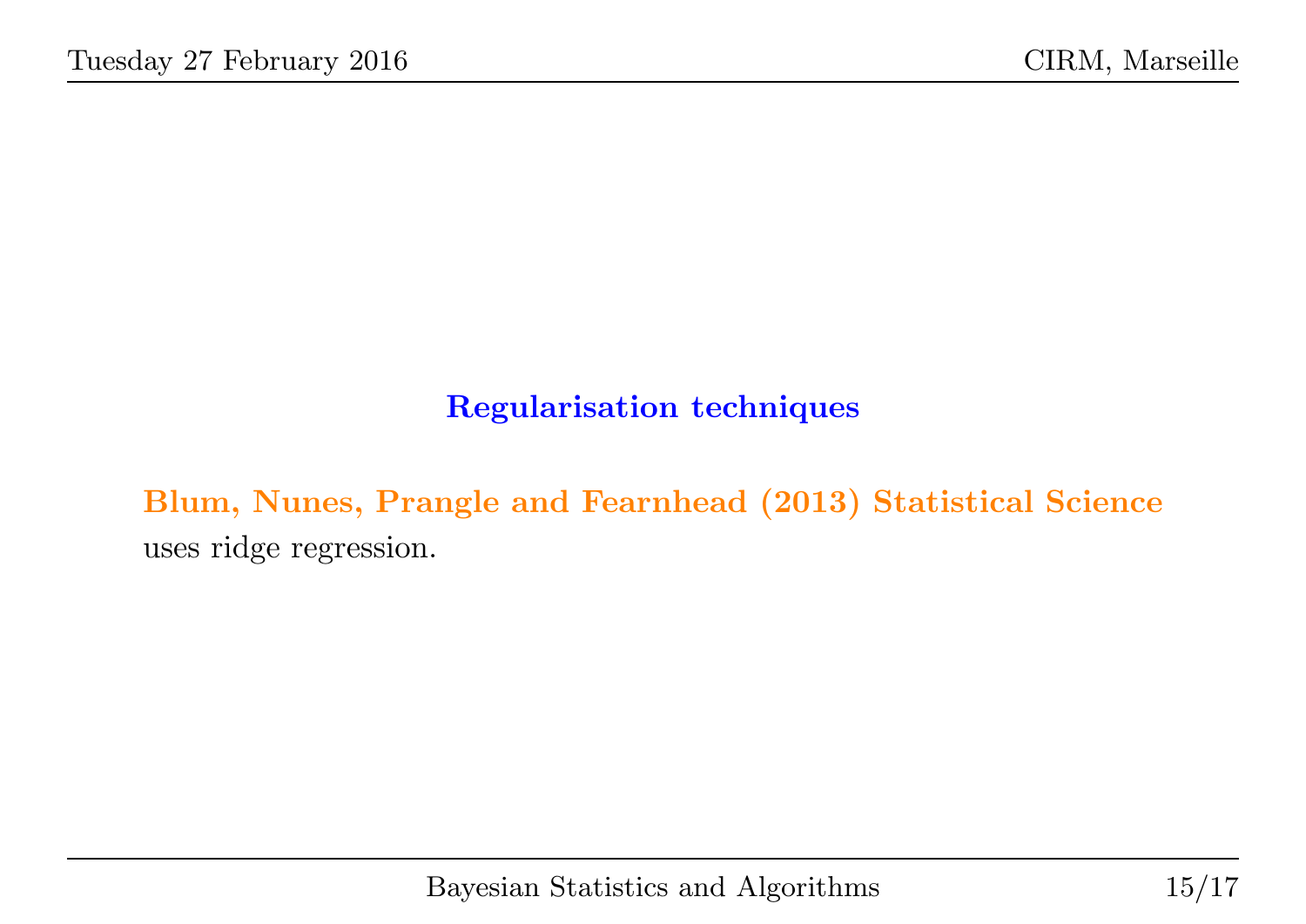## Regularisation techniques

**Blum, Nunes, Prangle and Fearnhead (2013) Statistical Science** uses ridge regression.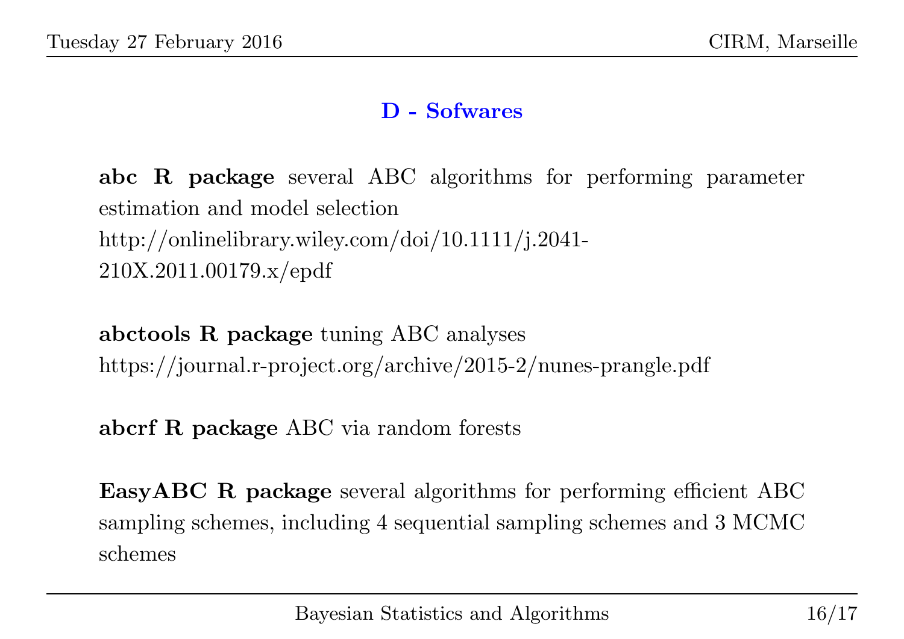## D - Sofwares

**abc R package** several ABC algorithms for performing parameter estimation and model selection
http://onlinelibrary.wiley.com/doi/10.1111/j.2041-210X.2011.00179.x/epdf

**abctools R package** tuning ABC analyses
https://journal.r-project.org/archive/2015-2/nunes-prangle.pdf

**abcrf R package** ABC via random forests

**EasyABC R package** several algorithms for performing efficient ABC sampling schemes, including 4 sequential sampling schemes and 3 MCMC schemes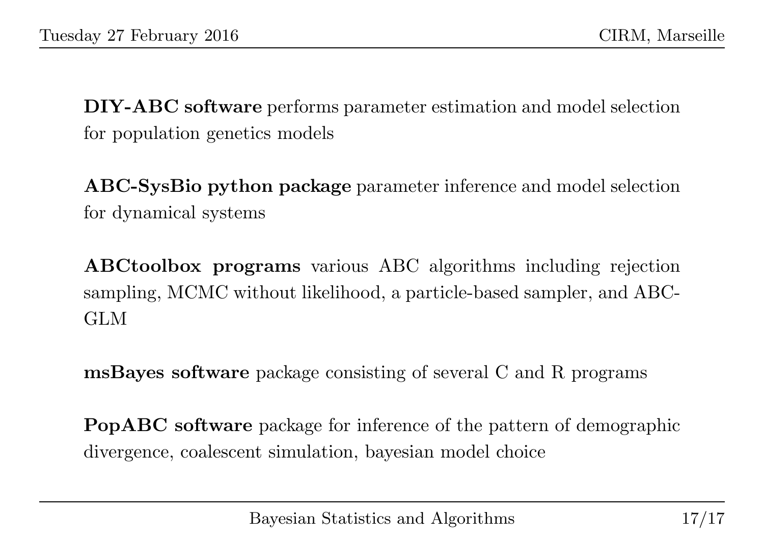**DIY-ABC software** performs parameter estimation and model selection for population genetics models

**ABC-SysBio python package** parameter inference and model selection for dynamical systems

**ABCtoolbox programs** various ABC algorithms including rejection sampling, MCMC without likelihood, a particle-based sampler, and ABC-GLM

**msBayes software** package consisting of several C and R programs

**PopABC software** package for inference of the pattern of demographic divergence, coalescent simulation, bayesian model choice